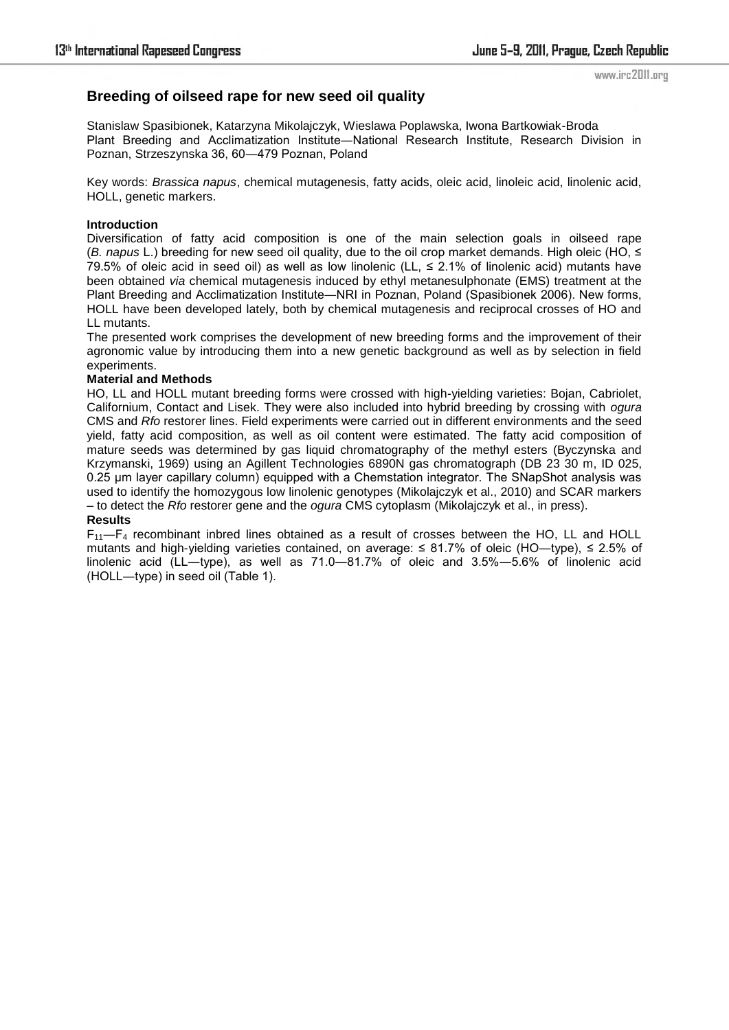## Breeding of oilseed rape for new seed oil quality

Stanislaw Spasibionek, Katarzyna Mikolajczyk, Wieslawa Poplawska, Iwona Bartkowiak-Broda
Plant Breeding and Acclimatization Institute—National Research Institute, Research Division in Poznan, Strzeszynska 36, 60—479 Poznan, Poland

Key words: *Brassica napus*, chemical mutagenesis, fatty acids, oleic acid, linoleic acid, linolenic acid, HOLL, genetic markers.

**Introduction**

Diversification of fatty acid composition is one of the main selection goals in oilseed rape (*B. napus* L.) breeding for new seed oil quality, due to the oil crop market demands. High oleic (HO, ≤ 79.5% of oleic acid in seed oil) as well as low linolenic (LL, ≤ 2.1% of linolenic acid) mutants have been obtained *via* chemical mutagenesis induced by ethyl metanesulphonate (EMS) treatment at the Plant Breeding and Acclimatization Institute—NRI in Poznan, Poland (Spasibionek 2006). New forms, HOLL have been developed lately, both by chemical mutagenesis and reciprocal crosses of HO and LL mutants.

The presented work comprises the development of new breeding forms and the improvement of their agronomic value by introducing them into a new genetic background as well as by selection in field experiments.

**Material and Methods**

HO, LL and HOLL mutant breeding forms were crossed with high-yielding varieties: Bojan, Cabriolet, Californium, Contact and Lisek. They were also included into hybrid breeding by crossing with *ogura* CMS and *Rfo* restorer lines. Field experiments were carried out in different environments and the seed yield, fatty acid composition, as well as oil content were estimated. The fatty acid composition of mature seeds was determined by gas liquid chromatography of the methyl esters (Byczynska and Krzymanski, 1969) using an Agillent Technologies 6890N gas chromatograph (DB 23 30 m, ID 025, 0.25 µm layer capillary column) equipped with a Chemstation integrator. The SNapShot analysis was used to identify the homozygous low linolenic genotypes (Mikolajczyk et al., 2010) and SCAR markers – to detect the *Rfo* restorer gene and the *ogura* CMS cytoplasm (Mikolajczyk et al., in press).

**Results**

$F_{11}$—$F_4$ recombinant inbred lines obtained as a result of crosses between the HO, LL and HOLL mutants and high-yielding varieties contained, on average: ≤ 81.7% of oleic (HO—type), ≤ 2.5% of linolenic acid (LL—type), as well as 71.0—81.7% of oleic and 3.5%—5.6% of linolenic acid (HOLL—type) in seed oil (Table 1).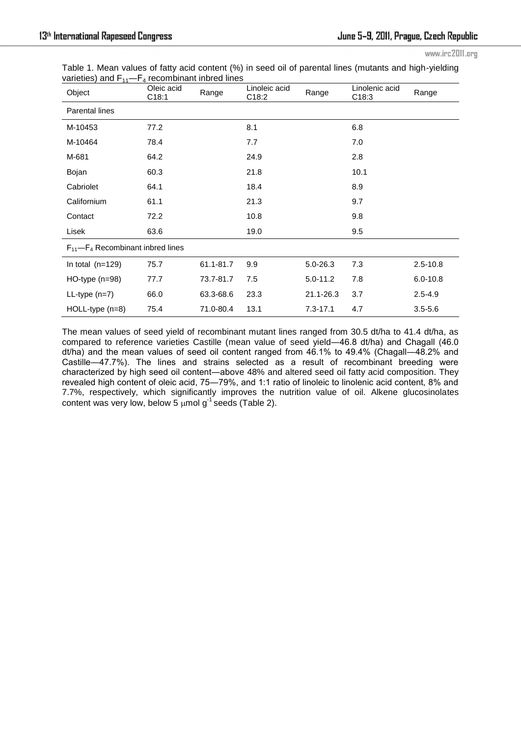Table 1. Mean values of fatty acid content (%) in seed oil of parental lines (mutants and high-yielding varieties) and $F_{11}$—$F_4$ recombinant inbred lines

| Object | Oleic acid C18:1 | Range | Linoleic acid C18:2 | Range | Linolenic acid C18:3 | Range |
|---|---|---|---|---|---|---|
| Parental lines | | | | | | |
| M-10453 | 77.2 | | 8.1 | | 6.8 | |
| M-10464 | 78.4 | | 7.7 | | 7.0 | |
| M-681 | 64.2 | | 24.9 | | 2.8 | |
| Bojan | 60.3 | | 21.8 | | 10.1 | |
| Cabriolet | 64.1 | | 18.4 | | 8.9 | |
| Californium | 61.1 | | 21.3 | | 9.7 | |
| Contact | 72.2 | | 10.8 | | 9.8 | |
| Lisek | 63.6 | | 19.0 | | 9.5 | |
| $F_{11}$—$F_4$ Recombinant inbred lines | | | | | | |
| In total (n=129) | 75.7 | 61.1-81.7 | 9.9 | 5.0-26.3 | 7.3 | 2.5-10.8 |
| HO-type (n=98) | 77.7 | 73.7-81.7 | 7.5 | 5.0-11.2 | 7.8 | 6.0-10.8 |
| LL-type (n=7) | 66.0 | 63.3-68.6 | 23.3 | 21.1-26.3 | 3.7 | 2.5-4.9 |
| HOLL-type (n=8) | 75.4 | 71.0-80.4 | 13.1 | 7.3-17.1 | 4.7 | 3.5-5.6 |

The mean values of seed yield of recombinant mutant lines ranged from 30.5 dt/ha to 41.4 dt/ha, as compared to reference varieties Castille (mean value of seed yield—46.8 dt/ha) and Chagall (46.0 dt/ha) and the mean values of seed oil content ranged from 46.1% to 49.4% (Chagall—48.2% and Castille—47.7%). The lines and strains selected as a result of recombinant breeding were characterized by high seed oil content—above 48% and altered seed oil fatty acid composition. They revealed high content of oleic acid, 75—79%, and 1:1 ratio of linoleic to linolenic acid content, 8% and 7.7%, respectively, which significantly improves the nutrition value of oil. Alkene glucosinolates content was very low, below 5 $\mu$mol $g^{-1}$ seeds (Table 2).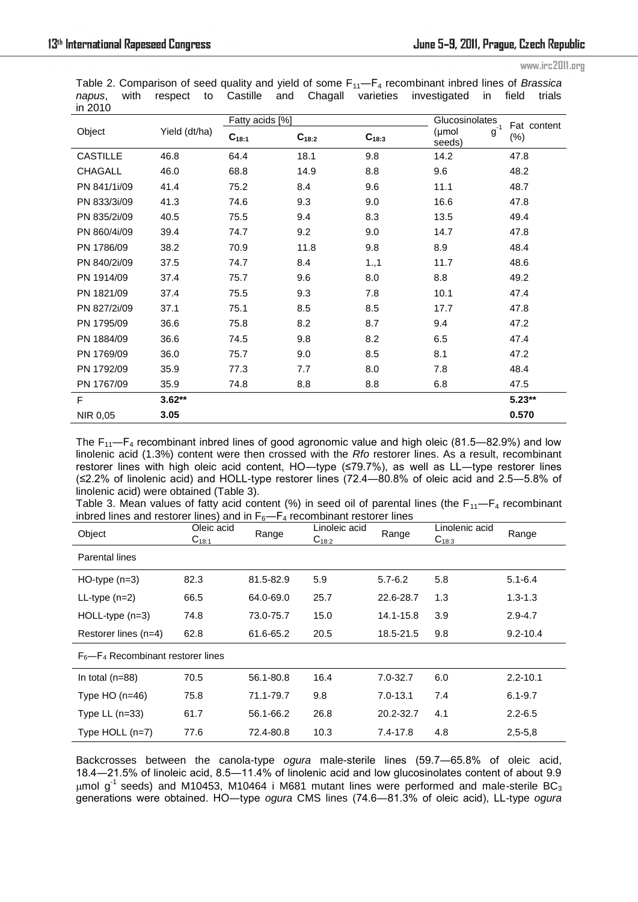Table 2. Comparison of seed quality and yield of some $F_{11}$—$F_4$ recombinant inbred lines of *Brassica napus*, with respect to Castille and Chagall varieties investigated in field trials in 2010

| Object | Yield (dt/ha) | Fatty acids [%] | | | Glucosinolates (µmol $g^{-1}$ seeds) | Fat content (%) |
|---|---|---|---|---|---|---|
| | | $C_{18:1}$ | $C_{18:2}$ | $C_{18:3}$ | | |
| CASTILLE | 46.8 | 64.4 | 18.1 | 9.8 | 14.2 | 47.8 |
| CHAGALL | 46.0 | 68.8 | 14.9 | 8.8 | 9.6 | 48.2 |
| PN 841/1i/09 | 41.4 | 75.2 | 8.4 | 9.6 | 11.1 | 48.7 |
| PN 833/3i/09 | 41.3 | 74.6 | 9.3 | 9.0 | 16.6 | 47.8 |
| PN 835/2i/09 | 40.5 | 75.5 | 9.4 | 8.3 | 13.5 | 49.4 |
| PN 860/4i/09 | 39.4 | 74.7 | 9.2 | 9.0 | 14.7 | 47.8 |
| PN 1786/09 | 38.2 | 70.9 | 11.8 | 9.8 | 8.9 | 48.4 |
| PN 840/2i/09 | 37.5 | 74.7 | 8.4 | 1.,1 | 11.7 | 48.6 |
| PN 1914/09 | 37.4 | 75.7 | 9.6 | 8.0 | 8.8 | 49.2 |
| PN 1821/09 | 37.4 | 75.5 | 9.3 | 7.8 | 10.1 | 47.4 |
| PN 827/2i/09 | 37.1 | 75.1 | 8.5 | 8.5 | 17.7 | 47.8 |
| PN 1795/09 | 36.6 | 75.8 | 8.2 | 8.7 | 9.4 | 47.2 |
| PN 1884/09 | 36.6 | 74.5 | 9.8 | 8.2 | 6.5 | 47.4 |
| PN 1769/09 | 36.0 | 75.7 | 9.0 | 8.5 | 8.1 | 47.2 |
| PN 1792/09 | 35.9 | 77.3 | 7.7 | 8.0 | 7.8 | 48.4 |
| PN 1767/09 | 35.9 | 74.8 | 8.8 | 8.8 | 6.8 | 47.5 |
| F | **3.62**** | | | | | **5.23**** |
| NIR 0,05 | **3.05** | | | | | **0.570** |

The $F_{11}$—$F_4$ recombinant inbred lines of good agronomic value and high oleic (81.5—82.9%) and low linolenic acid (1.3%) content were then crossed with the *Rfo* restorer lines. As a result, recombinant restorer lines with high oleic acid content, HO—type (≤79.7%), as well as LL—type restorer lines (≤2.2% of linolenic acid) and HOLL-type restorer lines (72.4—80.8% of oleic acid and 2.5—5.8% of linolenic acid) were obtained (Table 3).

Table 3. Mean values of fatty acid content (%) in seed oil of parental lines (the $F_{11}$—$F_4$ recombinant inbred lines and restorer lines) and in $F_6$—$F_4$ recombinant restorer lines

| Object | Oleic acid $C_{18:1}$ | Range | Linoleic acid $C_{18:2}$ | Range | Linolenic acid $C_{18:3}$ | Range |
|---|---|---|---|---|---|---|
| Parental lines | | | | | | |
| HO-type (n=3) | 82.3 | 81.5-82.9 | 5.9 | 5.7-6.2 | 5.8 | 5.1-6.4 |
| LL-type (n=2) | 66.5 | 64.0-69.0 | 25.7 | 22.6-28.7 | 1.3 | 1.3-1.3 |
| HOLL-type (n=3) | 74.8 | 73.0-75.7 | 15.0 | 14.1-15.8 | 3.9 | 2.9-4.7 |
| Restorer lines (n=4) | 62.8 | 61.6-65.2 | 20.5 | 18.5-21.5 | 9.8 | 9.2-10.4 |
| $F_6$—$F_4$ Recombinant restorer lines | | | | | | |
| In total (n=88) | 70.5 | 56.1-80.8 | 16.4 | 7.0-32.7 | 6.0 | 2.2-10.1 |
| Type HO (n=46) | 75.8 | 71.1-79.7 | 9.8 | 7.0-13.1 | 7.4 | 6.1-9.7 |
| Type LL (n=33) | 61.7 | 56.1-66.2 | 26.8 | 20.2-32.7 | 4.1 | 2.2-6.5 |
| Type HOLL (n=7) | 77.6 | 72.4-80.8 | 10.3 | 7.4-17.8 | 4.8 | 2,5-5,8 |

Backcrosses between the canola-type *ogura* male-sterile lines (59.7—65.8% of oleic acid, 18.4—21.5% of linoleic acid, 8.5—11.4% of linolenic acid and low glucosinolates content of about 9.9 µmol $g^{-1}$ seeds) and M10453, M10464 i M681 mutant lines were performed and male-sterile $BC_3$ generations were obtained. HO—type *ogura* CMS lines (74.6—81.3% of oleic acid), LL-type *ogura*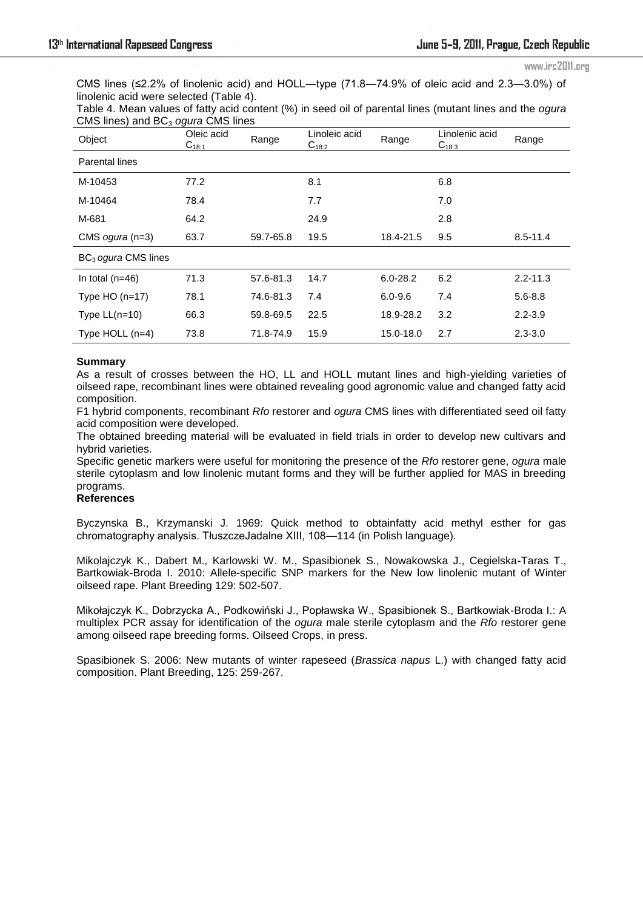CMS lines (≤2.2% of linolenic acid) and HOLL—type (71.8—74.9% of oleic acid and 2.3—3.0%) of linolenic acid were selected (Table 4).

Table 4. Mean values of fatty acid content (%) in seed oil of parental lines (mutant lines and the *ogura* CMS lines) and $BC_3$ *ogura* CMS lines

| Object | Oleic acid $C_{18:1}$ | Range | Linoleic acid $C_{18:2}$ | Range | Linolenic acid $C_{18:3}$ | Range |
|---|---|---|---|---|---|---|
| Parental lines | | | | | | |
| M-10453 | 77.2 | | 8.1 | | 6.8 | |
| M-10464 | 78.4 | | 7.7 | | 7.0 | |
| M-681 | 64.2 | | 24.9 | | 2.8 | |
| CMS *ogura* (n=3) | 63.7 | 59.7-65.8 | 19.5 | 18.4-21.5 | 9.5 | 8.5-11.4 |
| $BC_3$ *ogura* CMS lines | | | | | | |
| In total (n=46) | 71.3 | 57.6-81.3 | 14.7 | 6.0-28.2 | 6.2 | 2.2-11.3 |
| Type HO (n=17) | 78.1 | 74.6-81.3 | 7.4 | 6.0-9.6 | 7.4 | 5.6-8.8 |
| Type LL(n=10) | 66.3 | 59.8-69.5 | 22.5 | 18.9-28.2 | 3.2 | 2.2-3.9 |
| Type HOLL (n=4) | 73.8 | 71.8-74.9 | 15.9 | 15.0-18.0 | 2.7 | 2.3-3.0 |

**Summary**

As a result of crosses between the HO, LL and HOLL mutant lines and high-yielding varieties of oilseed rape, recombinant lines were obtained revealing good agronomic value and changed fatty acid composition.

F1 hybrid components, recombinant *Rfo* restorer and *ogura* CMS lines with differentiated seed oil fatty acid composition were developed.

The obtained breeding material will be evaluated in field trials in order to develop new cultivars and hybrid varieties.

Specific genetic markers were useful for monitoring the presence of the *Rfo* restorer gene, *ogura* male sterile cytoplasm and low linolenic mutant forms and they will be further applied for MAS in breeding programs.

**References**

Byczynska B., Krzymanski J. 1969: Quick method to obtainfatty acid methyl esther for gas chromatography analysis. TłuszczeJadalne XIII, 108—114 (in Polish language).

Mikolajczyk K., Dabert M., Karlowski W. M., Spasibionek S., Nowakowska J., Cegielska-Taras T., Bartkowiak-Broda I. 2010: Allele-specific SNP markers for the New low linolenic mutant of Winter oilseed rape. Plant Breeding 129: 502-507.

Mikołajczyk K., Dobrzycka A., Podkowiński J., Popławska W., Spasibionek S., Bartkowiak-Broda I.: A multiplex PCR assay for identification of the *ogura* male sterile cytoplasm and the *Rfo* restorer gene among oilseed rape breeding forms. Oilseed Crops, in press.

Spasibionek S. 2006: New mutants of winter rapeseed (*Brassica napus* L.) with changed fatty acid composition. Plant Breeding, 125: 259-267.